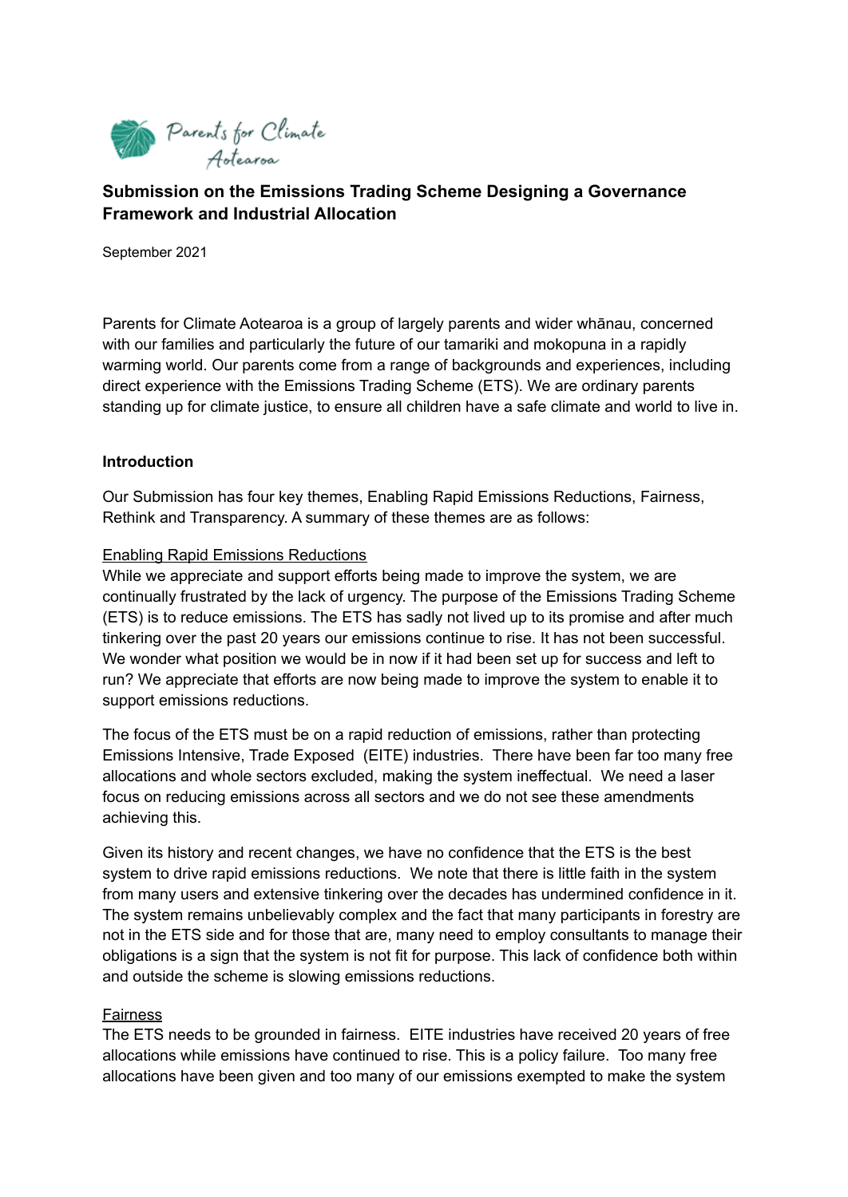Parents for Climate Aotearoa

## Submission on the Emissions Trading Scheme Designing a Governance Framework and Industrial Allocation

September 2021

Parents for Climate Aotearoa is a group of largely parents and wider whānau, concerned with our families and particularly the future of our tamariki and mokopuna in a rapidly warming world. Our parents come from a range of backgrounds and experiences, including direct experience with the Emissions Trading Scheme (ETS). We are ordinary parents standing up for climate justice, to ensure all children have a safe climate and world to live in.

### Introduction

Our Submission has four key themes, Enabling Rapid Emissions Reductions, Fairness, Rethink and Transparency. A summary of these themes are as follows:

Enabling Rapid Emissions Reductions

While we appreciate and support efforts being made to improve the system, we are continually frustrated by the lack of urgency. The purpose of the Emissions Trading Scheme (ETS) is to reduce emissions. The ETS has sadly not lived up to its promise and after much tinkering over the past 20 years our emissions continue to rise. It has not been successful. We wonder what position we would be in now if it had been set up for success and left to run? We appreciate that efforts are now being made to improve the system to enable it to support emissions reductions.

The focus of the ETS must be on a rapid reduction of emissions, rather than protecting Emissions Intensive, Trade Exposed (EITE) industries. There have been far too many free allocations and whole sectors excluded, making the system ineffectual. We need a laser focus on reducing emissions across all sectors and we do not see these amendments achieving this.

Given its history and recent changes, we have no confidence that the ETS is the best system to drive rapid emissions reductions. We note that there is little faith in the system from many users and extensive tinkering over the decades has undermined confidence in it. The system remains unbelievably complex and the fact that many participants in forestry are not in the ETS side and for those that are, many need to employ consultants to manage their obligations is a sign that the system is not fit for purpose. This lack of confidence both within and outside the scheme is slowing emissions reductions.

Fairness

The ETS needs to be grounded in fairness. EITE industries have received 20 years of free allocations while emissions have continued to rise. This is a policy failure. Too many free allocations have been given and too many of our emissions exempted to make the system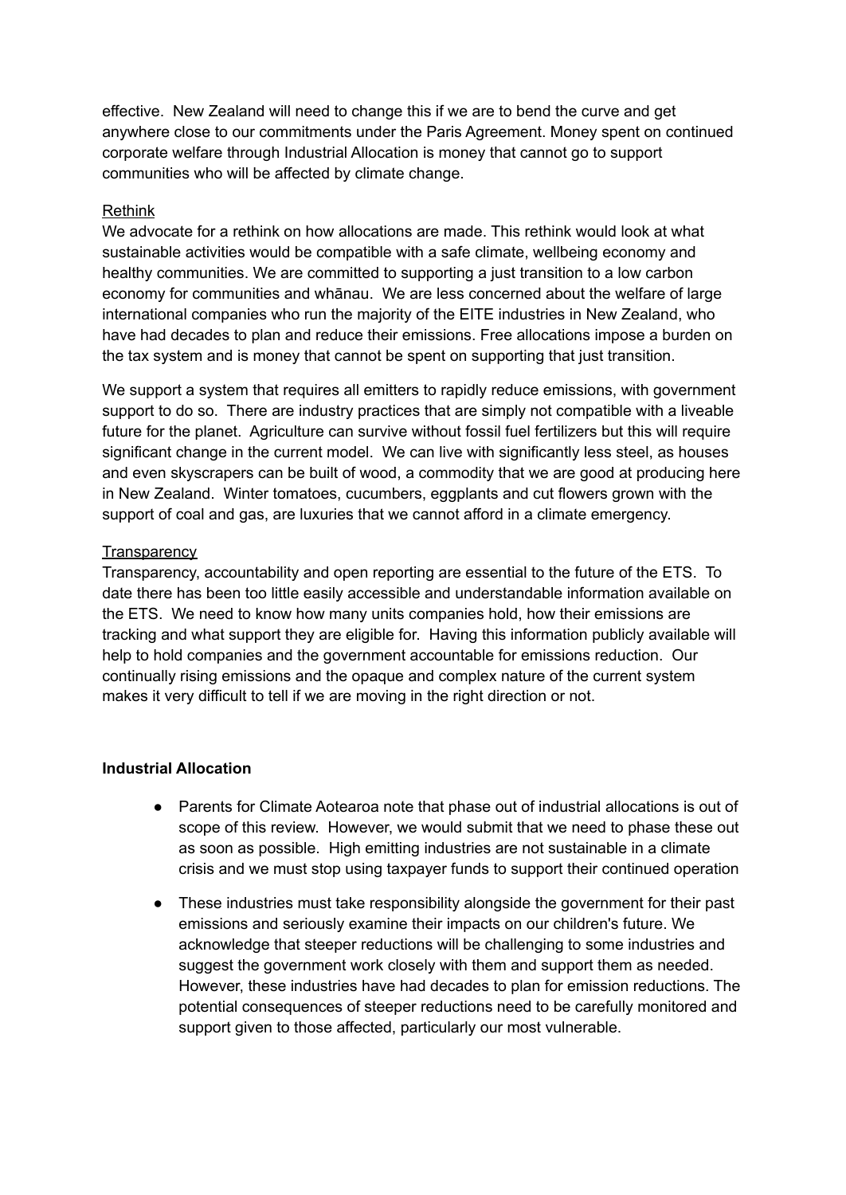effective. New Zealand will need to change this if we are to bend the curve and get anywhere close to our commitments under the Paris Agreement. Money spent on continued corporate welfare through Industrial Allocation is money that cannot go to support communities who will be affected by climate change.

Rethink

We advocate for a rethink on how allocations are made. This rethink would look at what sustainable activities would be compatible with a safe climate, wellbeing economy and healthy communities. We are committed to supporting a just transition to a low carbon economy for communities and whānau. We are less concerned about the welfare of large international companies who run the majority of the EITE industries in New Zealand, who have had decades to plan and reduce their emissions. Free allocations impose a burden on the tax system and is money that cannot be spent on supporting that just transition.

We support a system that requires all emitters to rapidly reduce emissions, with government support to do so. There are industry practices that are simply not compatible with a liveable future for the planet. Agriculture can survive without fossil fuel fertilizers but this will require significant change in the current model. We can live with significantly less steel, as houses and even skyscrapers can be built of wood, a commodity that we are good at producing here in New Zealand. Winter tomatoes, cucumbers, eggplants and cut flowers grown with the support of coal and gas, are luxuries that we cannot afford in a climate emergency.

Transparency

Transparency, accountability and open reporting are essential to the future of the ETS. To date there has been too little easily accessible and understandable information available on the ETS. We need to know how many units companies hold, how their emissions are tracking and what support they are eligible for. Having this information publicly available will help to hold companies and the government accountable for emissions reduction. Our continually rising emissions and the opaque and complex nature of the current system makes it very difficult to tell if we are moving in the right direction or not.

**Industrial Allocation**

- Parents for Climate Aotearoa note that phase out of industrial allocations is out of scope of this review. However, we would submit that we need to phase these out as soon as possible. High emitting industries are not sustainable in a climate crisis and we must stop using taxpayer funds to support their continued operation
- These industries must take responsibility alongside the government for their past emissions and seriously examine their impacts on our children's future. We acknowledge that steeper reductions will be challenging to some industries and suggest the government work closely with them and support them as needed. However, these industries have had decades to plan for emission reductions. The potential consequences of steeper reductions need to be carefully monitored and support given to those affected, particularly our most vulnerable.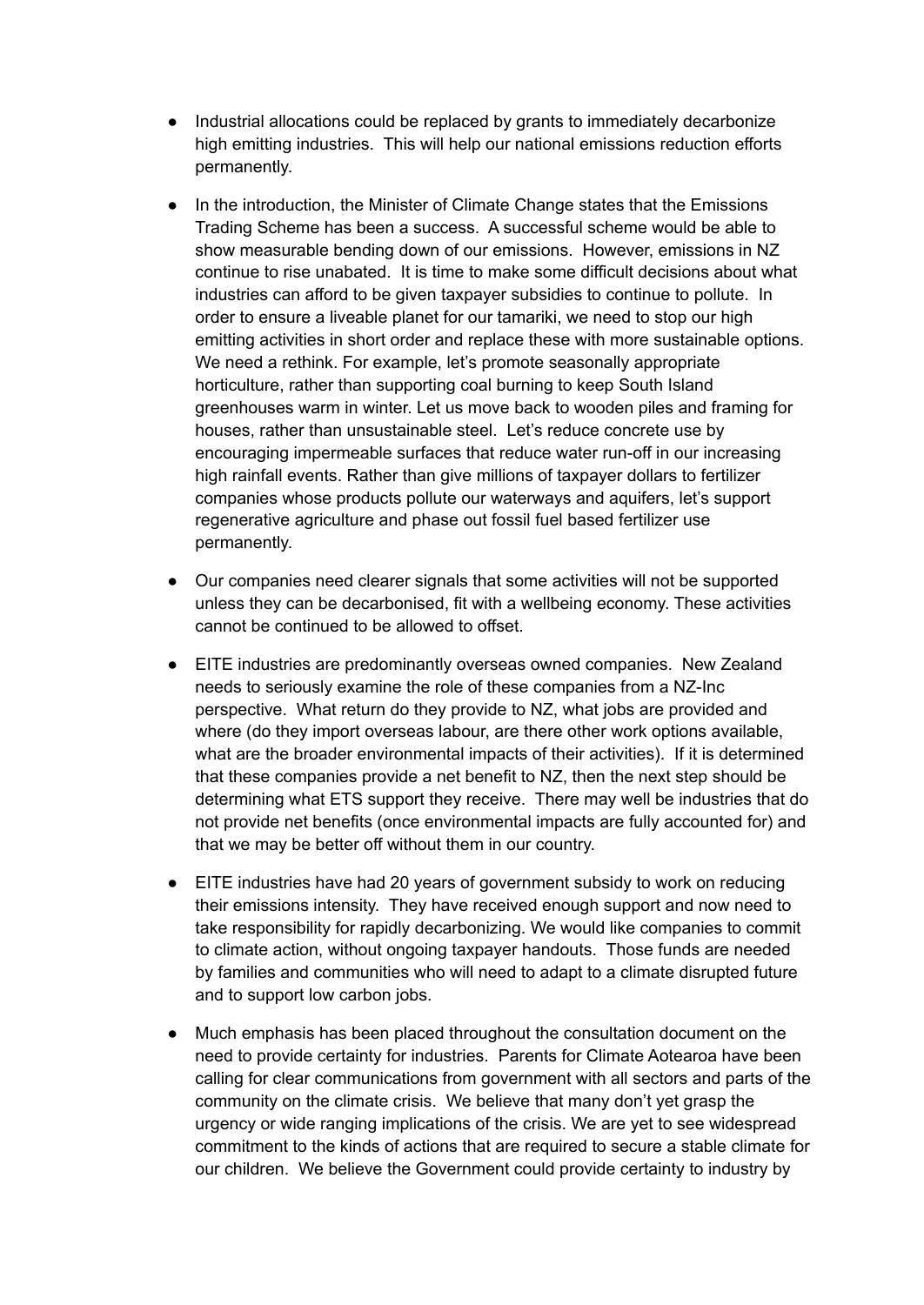- Industrial allocations could be replaced by grants to immediately decarbonize high emitting industries. This will help our national emissions reduction efforts permanently.

- In the introduction, the Minister of Climate Change states that the Emissions Trading Scheme has been a success. A successful scheme would be able to show measurable bending down of our emissions. However, emissions in NZ continue to rise unabated. It is time to make some difficult decisions about what industries can afford to be given taxpayer subsidies to continue to pollute. In order to ensure a liveable planet for our tamariki, we need to stop our high emitting activities in short order and replace these with more sustainable options. We need a rethink. For example, let's promote seasonally appropriate horticulture, rather than supporting coal burning to keep South Island greenhouses warm in winter. Let us move back to wooden piles and framing for houses, rather than unsustainable steel. Let's reduce concrete use by encouraging impermeable surfaces that reduce water run-off in our increasing high rainfall events. Rather than give millions of taxpayer dollars to fertilizer companies whose products pollute our waterways and aquifers, let's support regenerative agriculture and phase out fossil fuel based fertilizer use permanently.

- Our companies need clearer signals that some activities will not be supported unless they can be decarbonised, fit with a wellbeing economy. These activities cannot be continued to be allowed to offset.

- EITE industries are predominantly overseas owned companies. New Zealand needs to seriously examine the role of these companies from a NZ-Inc perspective. What return do they provide to NZ, what jobs are provided and where (do they import overseas labour, are there other work options available, what are the broader environmental impacts of their activities). If it is determined that these companies provide a net benefit to NZ, then the next step should be determining what ETS support they receive. There may well be industries that do not provide net benefits (once environmental impacts are fully accounted for) and that we may be better off without them in our country.

- EITE industries have had 20 years of government subsidy to work on reducing their emissions intensity. They have received enough support and now need to take responsibility for rapidly decarbonizing. We would like companies to commit to climate action, without ongoing taxpayer handouts. Those funds are needed by families and communities who will need to adapt to a climate disrupted future and to support low carbon jobs.

- Much emphasis has been placed throughout the consultation document on the need to provide certainty for industries. Parents for Climate Aotearoa have been calling for clear communications from government with all sectors and parts of the community on the climate crisis. We believe that many don't yet grasp the urgency or wide ranging implications of the crisis. We are yet to see widespread commitment to the kinds of actions that are required to secure a stable climate for our children. We believe the Government could provide certainty to industry by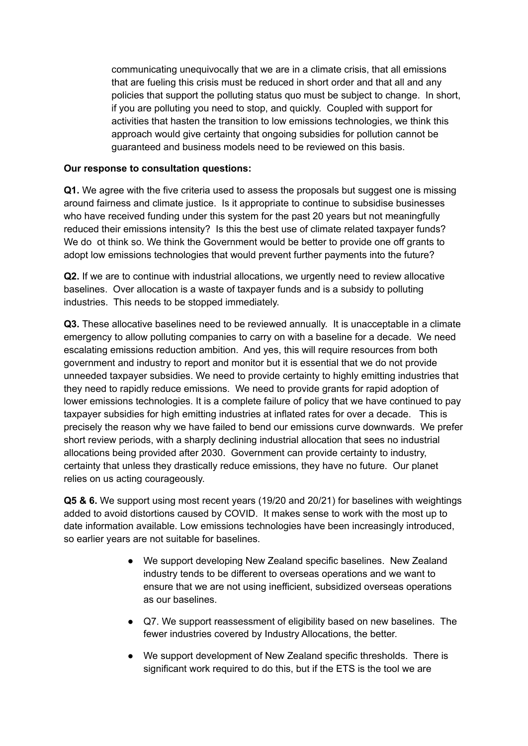communicating unequivocally that we are in a climate crisis, that all emissions that are fueling this crisis must be reduced in short order and that all and any policies that support the polluting status quo must be subject to change. In short, if you are polluting you need to stop, and quickly. Coupled with support for activities that hasten the transition to low emissions technologies, we think this approach would give certainty that ongoing subsidies for pollution cannot be guaranteed and business models need to be reviewed on this basis.

**Our response to consultation questions:**

**Q1.** We agree with the five criteria used to assess the proposals but suggest one is missing around fairness and climate justice. Is it appropriate to continue to subsidise businesses who have received funding under this system for the past 20 years but not meaningfully reduced their emissions intensity? Is this the best use of climate related taxpayer funds? We do ot think so. We think the Government would be better to provide one off grants to adopt low emissions technologies that would prevent further payments into the future?

**Q2.** If we are to continue with industrial allocations, we urgently need to review allocative baselines. Over allocation is a waste of taxpayer funds and is a subsidy to polluting industries. This needs to be stopped immediately.

**Q3.** These allocative baselines need to be reviewed annually. It is unacceptable in a climate emergency to allow polluting companies to carry on with a baseline for a decade. We need escalating emissions reduction ambition. And yes, this will require resources from both government and industry to report and monitor but it is essential that we do not provide unneeded taxpayer subsidies. We need to provide certainty to highly emitting industries that they need to rapidly reduce emissions. We need to provide grants for rapid adoption of lower emissions technologies. It is a complete failure of policy that we have continued to pay taxpayer subsidies for high emitting industries at inflated rates for over a decade. This is precisely the reason why we have failed to bend our emissions curve downwards. We prefer short review periods, with a sharply declining industrial allocation that sees no industrial allocations being provided after 2030. Government can provide certainty to industry, certainty that unless they drastically reduce emissions, they have no future. Our planet relies on us acting courageously.

**Q5 & 6.** We support using most recent years (19/20 and 20/21) for baselines with weightings added to avoid distortions caused by COVID. It makes sense to work with the most up to date information available. Low emissions technologies have been increasingly introduced, so earlier years are not suitable for baselines.

- We support developing New Zealand specific baselines. New Zealand industry tends to be different to overseas operations and we want to ensure that we are not using inefficient, subsidized overseas operations as our baselines.
- Q7. We support reassessment of eligibility based on new baselines. The fewer industries covered by Industry Allocations, the better.
- We support development of New Zealand specific thresholds. There is significant work required to do this, but if the ETS is the tool we are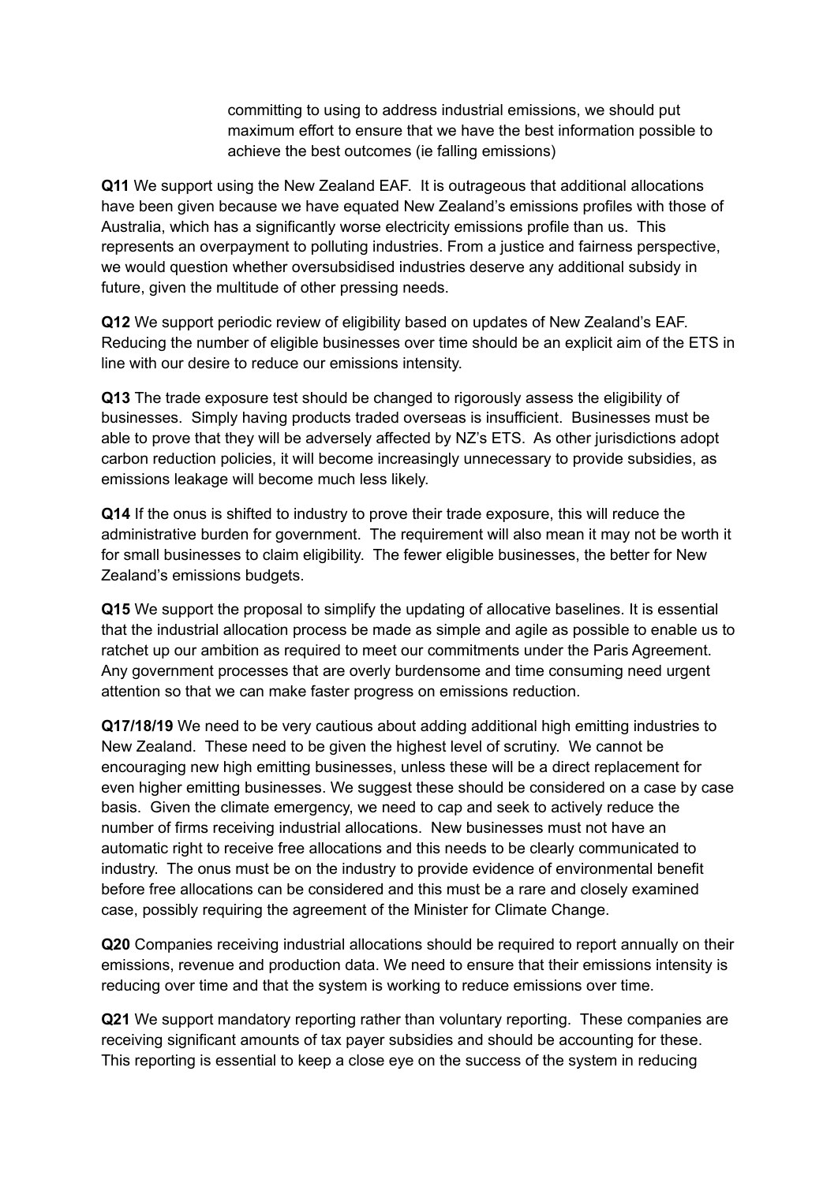committing to using to address industrial emissions, we should put maximum effort to ensure that we have the best information possible to achieve the best outcomes (ie falling emissions)

**Q11** We support using the New Zealand EAF. It is outrageous that additional allocations have been given because we have equated New Zealand's emissions profiles with those of Australia, which has a significantly worse electricity emissions profile than us. This represents an overpayment to polluting industries. From a justice and fairness perspective, we would question whether oversubsidised industries deserve any additional subsidy in future, given the multitude of other pressing needs.

**Q12** We support periodic review of eligibility based on updates of New Zealand's EAF. Reducing the number of eligible businesses over time should be an explicit aim of the ETS in line with our desire to reduce our emissions intensity.

**Q13** The trade exposure test should be changed to rigorously assess the eligibility of businesses. Simply having products traded overseas is insufficient. Businesses must be able to prove that they will be adversely affected by NZ's ETS. As other jurisdictions adopt carbon reduction policies, it will become increasingly unnecessary to provide subsidies, as emissions leakage will become much less likely.

**Q14** If the onus is shifted to industry to prove their trade exposure, this will reduce the administrative burden for government. The requirement will also mean it may not be worth it for small businesses to claim eligibility. The fewer eligible businesses, the better for New Zealand's emissions budgets.

**Q15** We support the proposal to simplify the updating of allocative baselines. It is essential that the industrial allocation process be made as simple and agile as possible to enable us to ratchet up our ambition as required to meet our commitments under the Paris Agreement. Any government processes that are overly burdensome and time consuming need urgent attention so that we can make faster progress on emissions reduction.

**Q17/18/19** We need to be very cautious about adding additional high emitting industries to New Zealand. These need to be given the highest level of scrutiny. We cannot be encouraging new high emitting businesses, unless these will be a direct replacement for even higher emitting businesses. We suggest these should be considered on a case by case basis. Given the climate emergency, we need to cap and seek to actively reduce the number of firms receiving industrial allocations. New businesses must not have an automatic right to receive free allocations and this needs to be clearly communicated to industry. The onus must be on the industry to provide evidence of environmental benefit before free allocations can be considered and this must be a rare and closely examined case, possibly requiring the agreement of the Minister for Climate Change.

**Q20** Companies receiving industrial allocations should be required to report annually on their emissions, revenue and production data. We need to ensure that their emissions intensity is reducing over time and that the system is working to reduce emissions over time.

**Q21** We support mandatory reporting rather than voluntary reporting. These companies are receiving significant amounts of tax payer subsidies and should be accounting for these. This reporting is essential to keep a close eye on the success of the system in reducing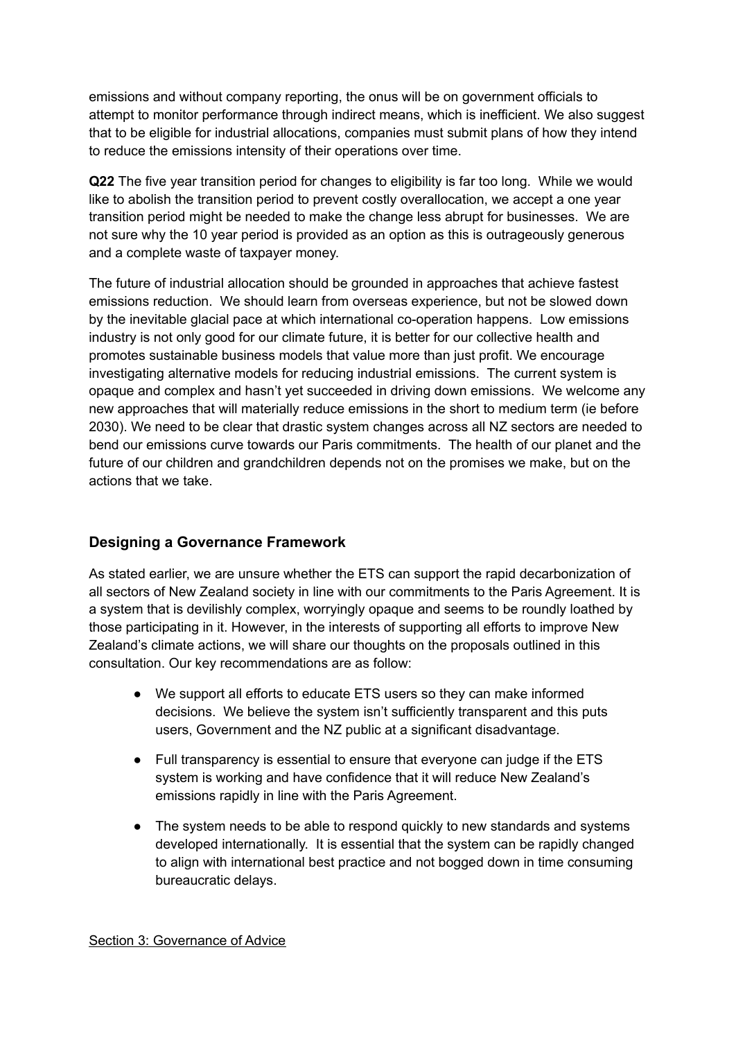emissions and without company reporting, the onus will be on government officials to attempt to monitor performance through indirect means, which is inefficient. We also suggest that to be eligible for industrial allocations, companies must submit plans of how they intend to reduce the emissions intensity of their operations over time.

**Q22** The five year transition period for changes to eligibility is far too long. While we would like to abolish the transition period to prevent costly overallocation, we accept a one year transition period might be needed to make the change less abrupt for businesses. We are not sure why the 10 year period is provided as an option as this is outrageously generous and a complete waste of taxpayer money.

The future of industrial allocation should be grounded in approaches that achieve fastest emissions reduction. We should learn from overseas experience, but not be slowed down by the inevitable glacial pace at which international co-operation happens. Low emissions industry is not only good for our climate future, it is better for our collective health and promotes sustainable business models that value more than just profit. We encourage investigating alternative models for reducing industrial emissions. The current system is opaque and complex and hasn't yet succeeded in driving down emissions. We welcome any new approaches that will materially reduce emissions in the short to medium term (ie before 2030). We need to be clear that drastic system changes across all NZ sectors are needed to bend our emissions curve towards our Paris commitments. The health of our planet and the future of our children and grandchildren depends not on the promises we make, but on the actions that we take.

### Designing a Governance Framework

As stated earlier, we are unsure whether the ETS can support the rapid decarbonization of all sectors of New Zealand society in line with our commitments to the Paris Agreement. It is a system that is devilishly complex, worryingly opaque and seems to be roundly loathed by those participating in it. However, in the interests of supporting all efforts to improve New Zealand's climate actions, we will share our thoughts on the proposals outlined in this consultation. Our key recommendations are as follow:

- We support all efforts to educate ETS users so they can make informed decisions. We believe the system isn't sufficiently transparent and this puts users, Government and the NZ public at a significant disadvantage.
- Full transparency is essential to ensure that everyone can judge if the ETS system is working and have confidence that it will reduce New Zealand's emissions rapidly in line with the Paris Agreement.
- The system needs to be able to respond quickly to new standards and systems developed internationally. It is essential that the system can be rapidly changed to align with international best practice and not bogged down in time consuming bureaucratic delays.

Section 3: Governance of Advice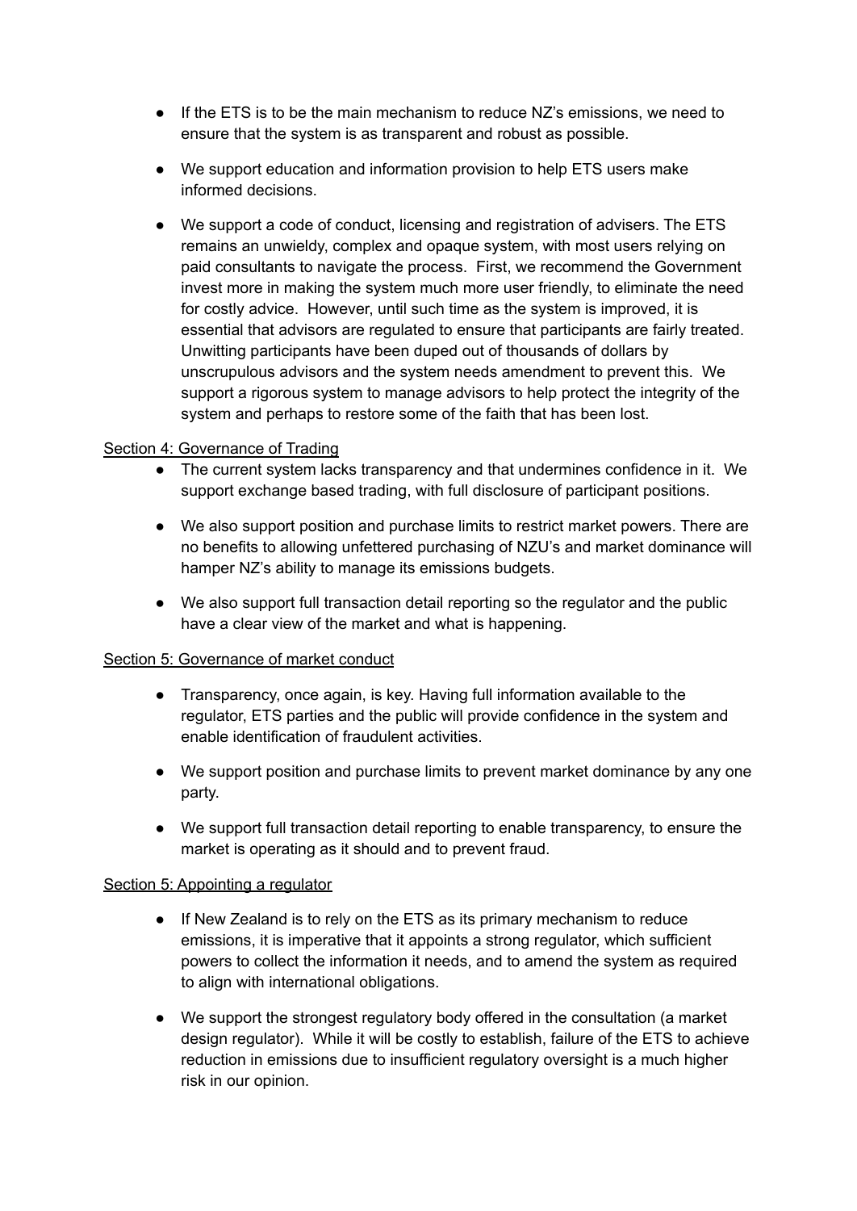- If the ETS is to be the main mechanism to reduce NZ's emissions, we need to ensure that the system is as transparent and robust as possible.

- We support education and information provision to help ETS users make informed decisions.

- We support a code of conduct, licensing and registration of advisers. The ETS remains an unwieldy, complex and opaque system, with most users relying on paid consultants to navigate the process. First, we recommend the Government invest more in making the system much more user friendly, to eliminate the need for costly advice. However, until such time as the system is improved, it is essential that advisors are regulated to ensure that participants are fairly treated. Unwitting participants have been duped out of thousands of dollars by unscrupulous advisors and the system needs amendment to prevent this. We support a rigorous system to manage advisors to help protect the integrity of the system and perhaps to restore some of the faith that has been lost.

<u>Section 4: Governance of Trading</u>

- The current system lacks transparency and that undermines confidence in it. We support exchange based trading, with full disclosure of participant positions.

- We also support position and purchase limits to restrict market powers. There are no benefits to allowing unfettered purchasing of NZU's and market dominance will hamper NZ's ability to manage its emissions budgets.

- We also support full transaction detail reporting so the regulator and the public have a clear view of the market and what is happening.

<u>Section 5: Governance of market conduct</u>

- Transparency, once again, is key. Having full information available to the regulator, ETS parties and the public will provide confidence in the system and enable identification of fraudulent activities.

- We support position and purchase limits to prevent market dominance by any one party.

- We support full transaction detail reporting to enable transparency, to ensure the market is operating as it should and to prevent fraud.

<u>Section 5: Appointing a regulator</u>

- If New Zealand is to rely on the ETS as its primary mechanism to reduce emissions, it is imperative that it appoints a strong regulator, which sufficient powers to collect the information it needs, and to amend the system as required to align with international obligations.

- We support the strongest regulatory body offered in the consultation (a market design regulator). While it will be costly to establish, failure of the ETS to achieve reduction in emissions due to insufficient regulatory oversight is a much higher risk in our opinion.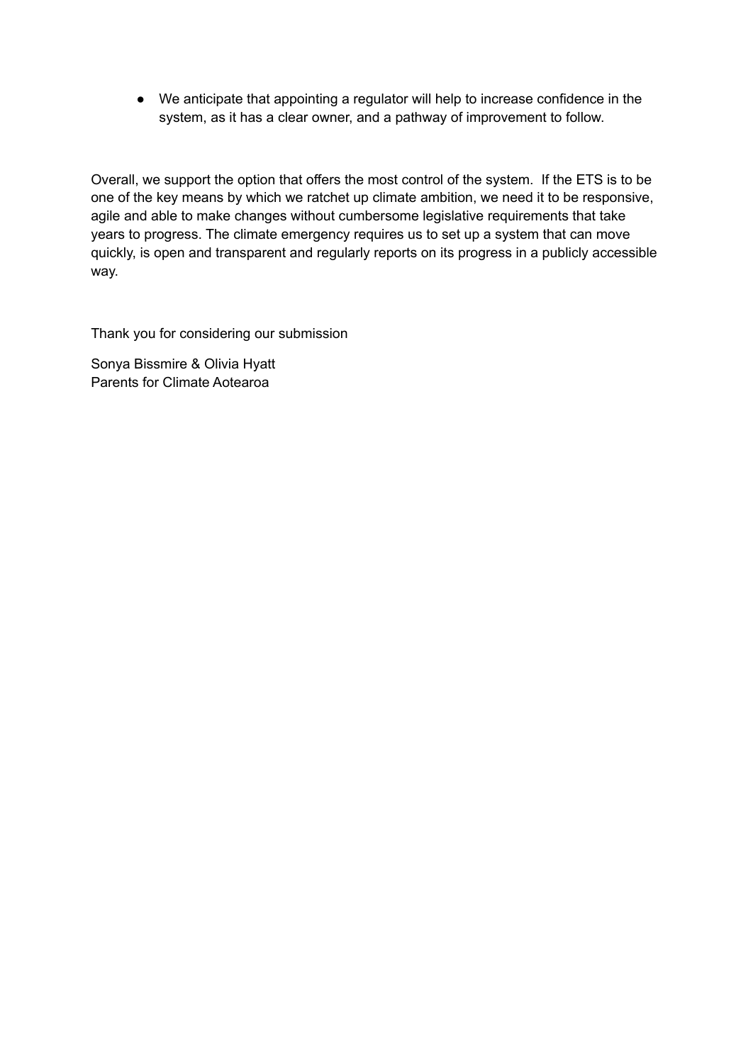- We anticipate that appointing a regulator will help to increase confidence in the system, as it has a clear owner, and a pathway of improvement to follow.

Overall, we support the option that offers the most control of the system. If the ETS is to be one of the key means by which we ratchet up climate ambition, we need it to be responsive, agile and able to make changes without cumbersome legislative requirements that take years to progress. The climate emergency requires us to set up a system that can move quickly, is open and transparent and regularly reports on its progress in a publicly accessible way.

Thank you for considering our submission

Sonya Bissmire & Olivia Hyatt
Parents for Climate Aotearoa